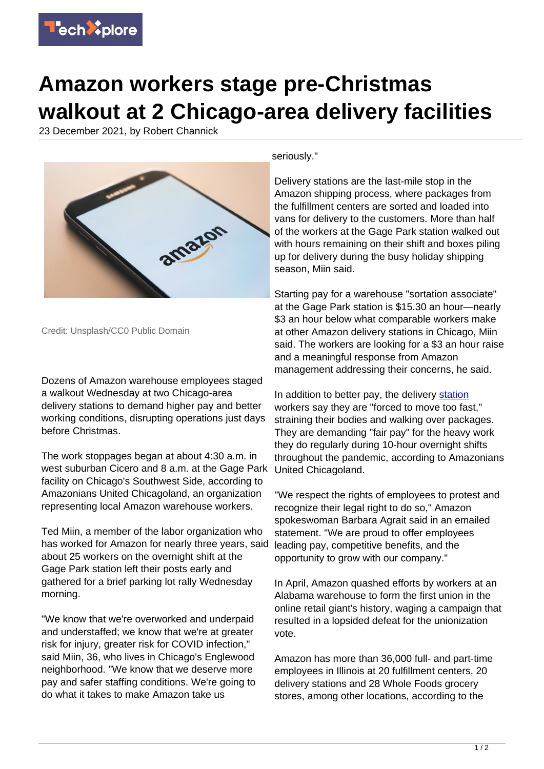# Amazon workers stage pre-Christmas walkout at 2 Chicago-area delivery facilities

23 December 2021, by Robert Channick

Credit: Unsplash/CC0 Public Domain

Dozens of Amazon warehouse employees staged a walkout Wednesday at two Chicago-area delivery stations to demand higher pay and better working conditions, disrupting operations just days before Christmas.

The work stoppages began at about 4:30 a.m. in west suburban Cicero and 8 a.m. at the Gage Park facility on Chicago's Southwest Side, according to Amazonians United Chicagoland, an organization representing local Amazon warehouse workers.

Ted Miin, a member of the labor organization who has worked for Amazon for nearly three years, said about 25 workers on the overnight shift at the Gage Park station left their posts early and gathered for a brief parking lot rally Wednesday morning.

"We know that we're overworked and underpaid and understaffed; we know that we're at greater risk for injury, greater risk for COVID infection," said Miin, 36, who lives in Chicago's Englewood neighborhood. "We know that we deserve more pay and safer staffing conditions. We're going to do what it takes to make Amazon take us seriously."

Delivery stations are the last-mile stop in the Amazon shipping process, where packages from the fulfillment centers are sorted and loaded into vans for delivery to the customers. More than half of the workers at the Gage Park station walked out with hours remaining on their shift and boxes piling up for delivery during the busy holiday shipping season, Miin said.

Starting pay for a warehouse "sortation associate" at the Gage Park station is $15.30 an hour—nearly $3 an hour below what comparable workers make at other Amazon delivery stations in Chicago, Miin said. The workers are looking for a $3 an hour raise and a meaningful response from Amazon management addressing their concerns, he said.

In addition to better pay, the delivery station workers say they are "forced to move too fast," straining their bodies and walking over packages. They are demanding "fair pay" for the heavy work they do regularly during 10-hour overnight shifts throughout the pandemic, according to Amazonians United Chicagoland.

"We respect the rights of employees to protest and recognize their legal right to do so," Amazon spokeswoman Barbara Agrait said in an emailed statement. "We are proud to offer employees leading pay, competitive benefits, and the opportunity to grow with our company."

In April, Amazon quashed efforts by workers at an Alabama warehouse to form the first union in the online retail giant's history, waging a campaign that resulted in a lopsided defeat for the unionization vote.

Amazon has more than 36,000 full- and part-time employees in Illinois at 20 fulfillment centers, 20 delivery stations and 28 Whole Foods grocery stores, among other locations, according to the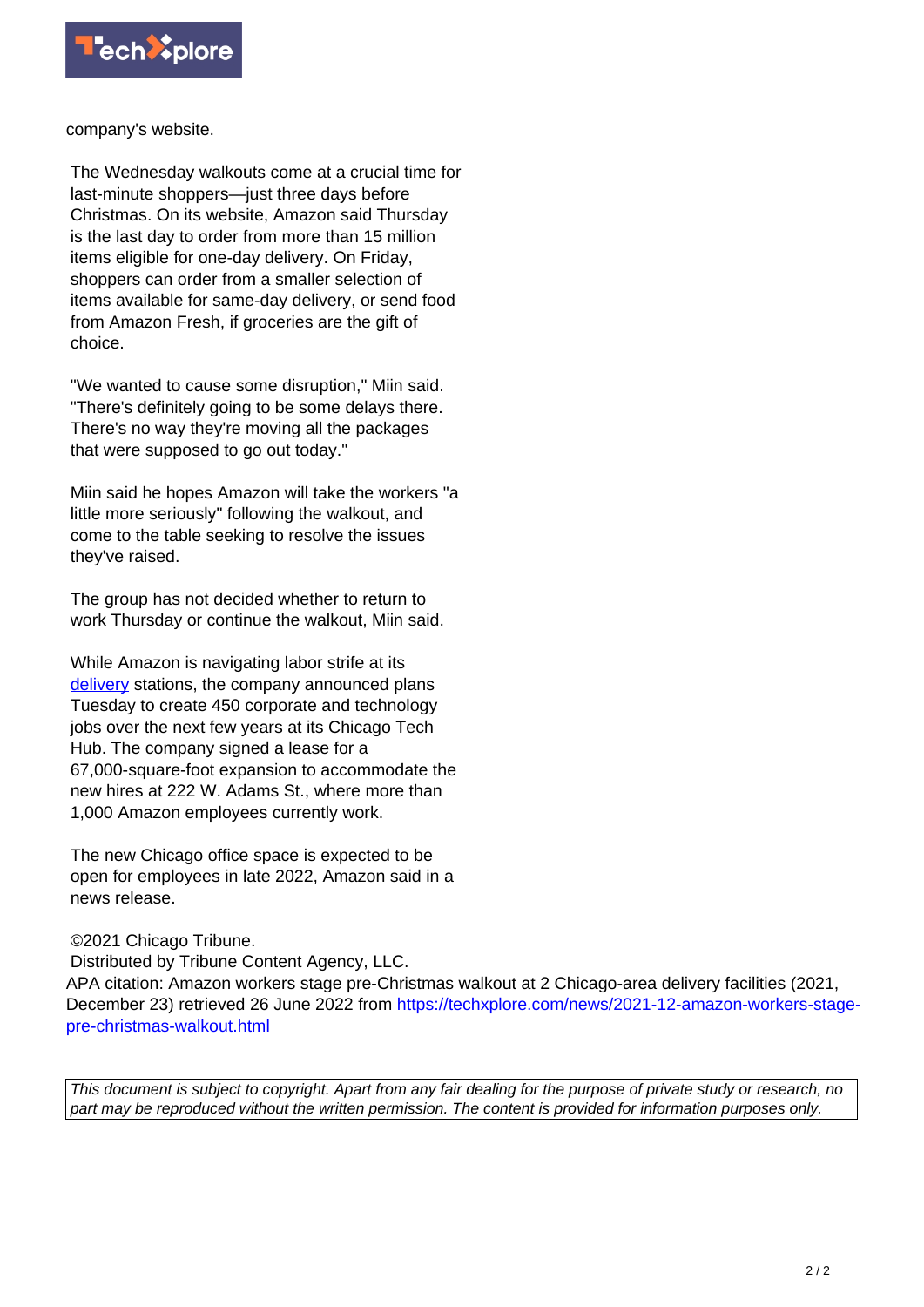company's website.

The Wednesday walkouts come at a crucial time for last-minute shoppers—just three days before Christmas. On its website, Amazon said Thursday is the last day to order from more than 15 million items eligible for one-day delivery. On Friday, shoppers can order from a smaller selection of items available for same-day delivery, or send food from Amazon Fresh, if groceries are the gift of choice.

"We wanted to cause some disruption," Miin said. "There's definitely going to be some delays there. There's no way they're moving all the packages that were supposed to go out today."

Miin said he hopes Amazon will take the workers "a little more seriously" following the walkout, and come to the table seeking to resolve the issues they've raised.

The group has not decided whether to return to work Thursday or continue the walkout, Miin said.

While Amazon is navigating labor strife at its delivery stations, the company announced plans Tuesday to create 450 corporate and technology jobs over the next few years at its Chicago Tech Hub. The company signed a lease for a 67,000-square-foot expansion to accommodate the new hires at 222 W. Adams St., where more than 1,000 Amazon employees currently work.

The new Chicago office space is expected to be open for employees in late 2022, Amazon said in a news release.

©2021 Chicago Tribune.
Distributed by Tribune Content Agency, LLC.

APA citation: Amazon workers stage pre-Christmas walkout at 2 Chicago-area delivery facilities (2021, December 23) retrieved 26 June 2022 from https://techxplore.com/news/2021-12-amazon-workers-stage-pre-christmas-walkout.html

*This document is subject to copyright. Apart from any fair dealing for the purpose of private study or research, no part may be reproduced without the written permission. The content is provided for information purposes only.*